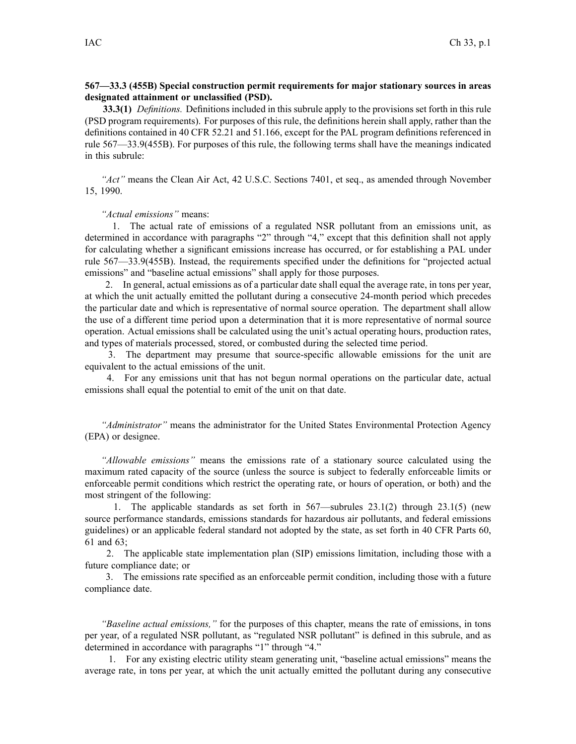**567—33.3 (455B) Special construction permit requirements for major stationary sources in areas designated attainment or unclassified (PSD).**

**33.3(1)** *Definitions.* Definitions included in this subrule apply to the provisions set forth in this rule (PSD program requirements). For purposes of this rule, the definitions herein shall apply, rather than the definitions contained in 40 CFR 52.21 and 51.166, except for the PAL program definitions referenced in rule 567—33.9(455B). For purposes of this rule, the following terms shall have the meanings indicated in this subrule:

*"Act"* means the Clean Air Act, 42 U.S.C. Sections 7401, et seq., as amended through November 15, 1990.

*"Actual emissions"* means:

1. The actual rate of emissions of a regulated NSR pollutant from an emissions unit, as determined in accordance with paragraphs "2" through "4," except that this definition shall not apply for calculating whether a significant emissions increase has occurred, or for establishing a PAL under rule 567—33.9(455B). Instead, the requirements specified under the definitions for "projected actual emissions" and "baseline actual emissions" shall apply for those purposes.
2. In general, actual emissions as of a particular date shall equal the average rate, in tons per year, at which the unit actually emitted the pollutant during a consecutive 24-month period which precedes the particular date and which is representative of normal source operation. The department shall allow the use of a different time period upon a determination that it is more representative of normal source operation. Actual emissions shall be calculated using the unit's actual operating hours, production rates, and types of materials processed, stored, or combusted during the selected time period.
3. The department may presume that source-specific allowable emissions for the unit are equivalent to the actual emissions of the unit.
4. For any emissions unit that has not begun normal operations on the particular date, actual emissions shall equal the potential to emit of the unit on that date.

*"Administrator"* means the administrator for the United States Environmental Protection Agency (EPA) or designee.

*"Allowable emissions"* means the emissions rate of a stationary source calculated using the maximum rated capacity of the source (unless the source is subject to federally enforceable limits or enforceable permit conditions which restrict the operating rate, or hours of operation, or both) and the most stringent of the following:

1. The applicable standards as set forth in 567—subrules 23.1(2) through 23.1(5) (new source performance standards, emissions standards for hazardous air pollutants, and federal emissions guidelines) or an applicable federal standard not adopted by the state, as set forth in 40 CFR Parts 60, 61 and 63;
2. The applicable state implementation plan (SIP) emissions limitation, including those with a future compliance date; or
3. The emissions rate specified as an enforceable permit condition, including those with a future compliance date.

*"Baseline actual emissions,"* for the purposes of this chapter, means the rate of emissions, in tons per year, of a regulated NSR pollutant, as "regulated NSR pollutant" is defined in this subrule, and as determined in accordance with paragraphs "1" through "4."

1. For any existing electric utility steam generating unit, "baseline actual emissions" means the average rate, in tons per year, at which the unit actually emitted the pollutant during any consecutive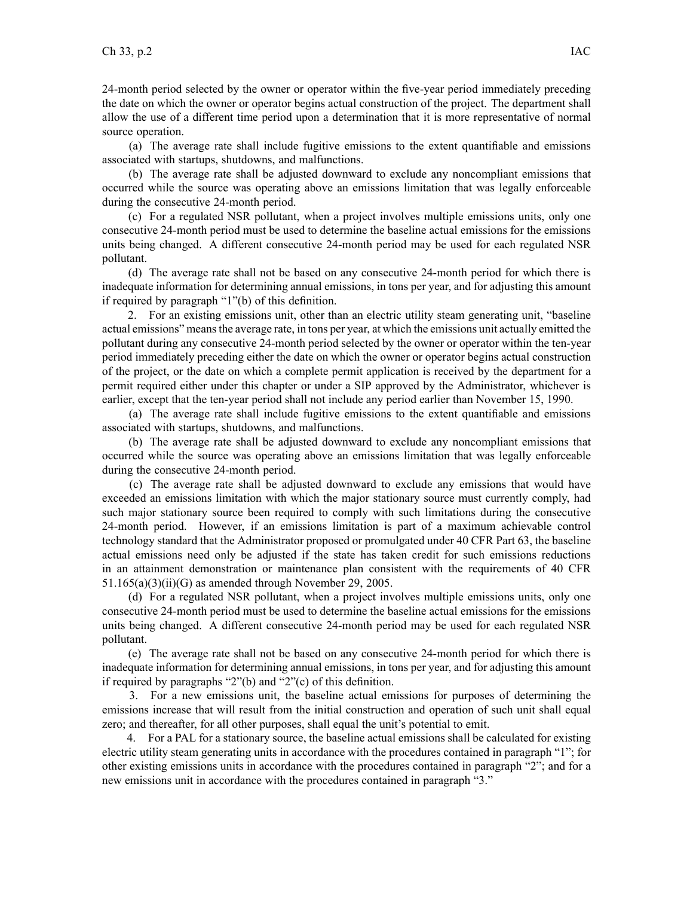24-month period selected by the owner or operator within the five-year period immediately preceding the date on which the owner or operator begins actual construction of the project. The department shall allow the use of a different time period upon a determination that it is more representative of normal source operation.

(a) The average rate shall include fugitive emissions to the extent quantifiable and emissions associated with startups, shutdowns, and malfunctions.

(b) The average rate shall be adjusted downward to exclude any noncompliant emissions that occurred while the source was operating above an emissions limitation that was legally enforceable during the consecutive 24-month period.

(c) For a regulated NSR pollutant, when a project involves multiple emissions units, only one consecutive 24-month period must be used to determine the baseline actual emissions for the emissions units being changed. A different consecutive 24-month period may be used for each regulated NSR pollutant.

(d) The average rate shall not be based on any consecutive 24-month period for which there is inadequate information for determining annual emissions, in tons per year, and for adjusting this amount if required by paragraph "1"(b) of this definition.

2. For an existing emissions unit, other than an electric utility steam generating unit, "baseline actual emissions" means the average rate, in tons per year, at which the emissions unit actually emitted the pollutant during any consecutive 24-month period selected by the owner or operator within the ten-year period immediately preceding either the date on which the owner or operator begins actual construction of the project, or the date on which a complete permit application is received by the department for a permit required either under this chapter or under a SIP approved by the Administrator, whichever is earlier, except that the ten-year period shall not include any period earlier than November 15, 1990.

(a) The average rate shall include fugitive emissions to the extent quantifiable and emissions associated with startups, shutdowns, and malfunctions.

(b) The average rate shall be adjusted downward to exclude any noncompliant emissions that occurred while the source was operating above an emissions limitation that was legally enforceable during the consecutive 24-month period.

(c) The average rate shall be adjusted downward to exclude any emissions that would have exceeded an emissions limitation with which the major stationary source must currently comply, had such major stationary source been required to comply with such limitations during the consecutive 24-month period. However, if an emissions limitation is part of a maximum achievable control technology standard that the Administrator proposed or promulgated under 40 CFR Part 63, the baseline actual emissions need only be adjusted if the state has taken credit for such emissions reductions in an attainment demonstration or maintenance plan consistent with the requirements of 40 CFR 51.165(a)(3)(ii)(G) as amended through November 29, 2005.

(d) For a regulated NSR pollutant, when a project involves multiple emissions units, only one consecutive 24-month period must be used to determine the baseline actual emissions for the emissions units being changed. A different consecutive 24-month period may be used for each regulated NSR pollutant.

(e) The average rate shall not be based on any consecutive 24-month period for which there is inadequate information for determining annual emissions, in tons per year, and for adjusting this amount if required by paragraphs "2"(b) and "2"(c) of this definition.

3. For a new emissions unit, the baseline actual emissions for purposes of determining the emissions increase that will result from the initial construction and operation of such unit shall equal zero; and thereafter, for all other purposes, shall equal the unit's potential to emit.

4. For a PAL for a stationary source, the baseline actual emissions shall be calculated for existing electric utility steam generating units in accordance with the procedures contained in paragraph "1"; for other existing emissions units in accordance with the procedures contained in paragraph "2"; and for a new emissions unit in accordance with the procedures contained in paragraph "3."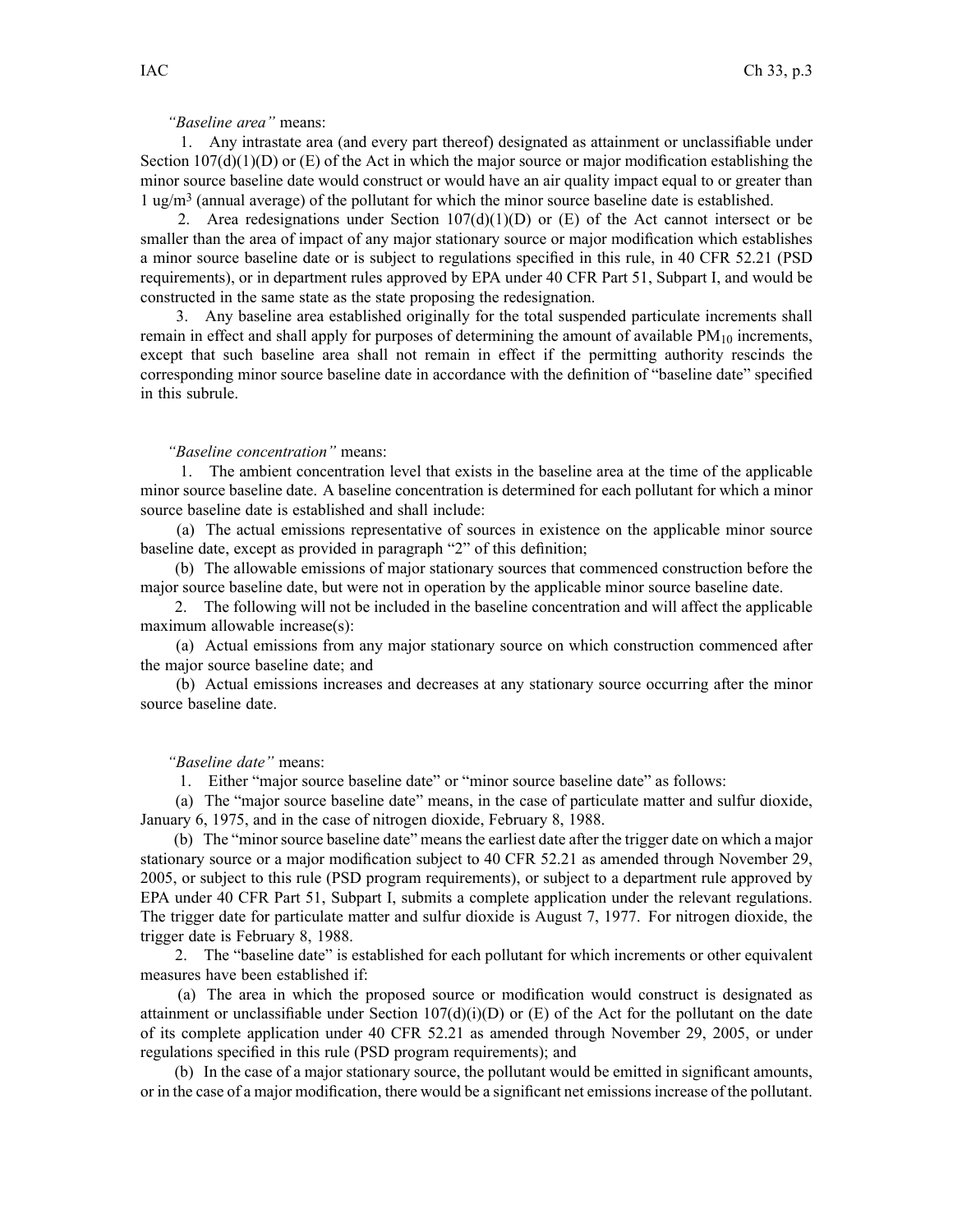*"Baseline area"* means:

1. Any intrastate area (and every part thereof) designated as attainment or unclassifiable under Section 107(d)(1)(D) or (E) of the Act in which the major source or major modification establishing the minor source baseline date would construct or would have an air quality impact equal to or greater than 1 $ug/m^3$ (annual average) of the pollutant for which the minor source baseline date is established.

2. Area redesignations under Section 107(d)(1)(D) or (E) of the Act cannot intersect or be smaller than the area of impact of any major stationary source or major modification which establishes a minor source baseline date or is subject to regulations specified in this rule, in 40 CFR 52.21 (PSD requirements), or in department rules approved by EPA under 40 CFR Part 51, Subpart I, and would be constructed in the same state as the state proposing the redesignation.

3. Any baseline area established originally for the total suspended particulate increments shall remain in effect and shall apply for purposes of determining the amount of available $PM_{10}$ increments, except that such baseline area shall not remain in effect if the permitting authority rescinds the corresponding minor source baseline date in accordance with the definition of "baseline date" specified in this subrule.

*"Baseline concentration"* means:

1. The ambient concentration level that exists in the baseline area at the time of the applicable minor source baseline date. A baseline concentration is determined for each pollutant for which a minor source baseline date is established and shall include:

(a) The actual emissions representative of sources in existence on the applicable minor source baseline date, except as provided in paragraph "2" of this definition;

(b) The allowable emissions of major stationary sources that commenced construction before the major source baseline date, but were not in operation by the applicable minor source baseline date.

2. The following will not be included in the baseline concentration and will affect the applicable maximum allowable increase(s):

(a) Actual emissions from any major stationary source on which construction commenced after the major source baseline date; and

(b) Actual emissions increases and decreases at any stationary source occurring after the minor source baseline date.

*"Baseline date"* means:

1. Either "major source baseline date" or "minor source baseline date" as follows:

(a) The "major source baseline date" means, in the case of particulate matter and sulfur dioxide, January 6, 1975, and in the case of nitrogen dioxide, February 8, 1988.

(b) The "minor source baseline date" means the earliest date after the trigger date on which a major stationary source or a major modification subject to 40 CFR 52.21 as amended through November 29, 2005, or subject to this rule (PSD program requirements), or subject to a department rule approved by EPA under 40 CFR Part 51, Subpart I, submits a complete application under the relevant regulations. The trigger date for particulate matter and sulfur dioxide is August 7, 1977. For nitrogen dioxide, the trigger date is February 8, 1988.

2. The "baseline date" is established for each pollutant for which increments or other equivalent measures have been established if:

(a) The area in which the proposed source or modification would construct is designated as attainment or unclassifiable under Section 107(d)(i)(D) or (E) of the Act for the pollutant on the date of its complete application under 40 CFR 52.21 as amended through November 29, 2005, or under regulations specified in this rule (PSD program requirements); and

(b) In the case of a major stationary source, the pollutant would be emitted in significant amounts, or in the case of a major modification, there would be a significant net emissions increase of the pollutant.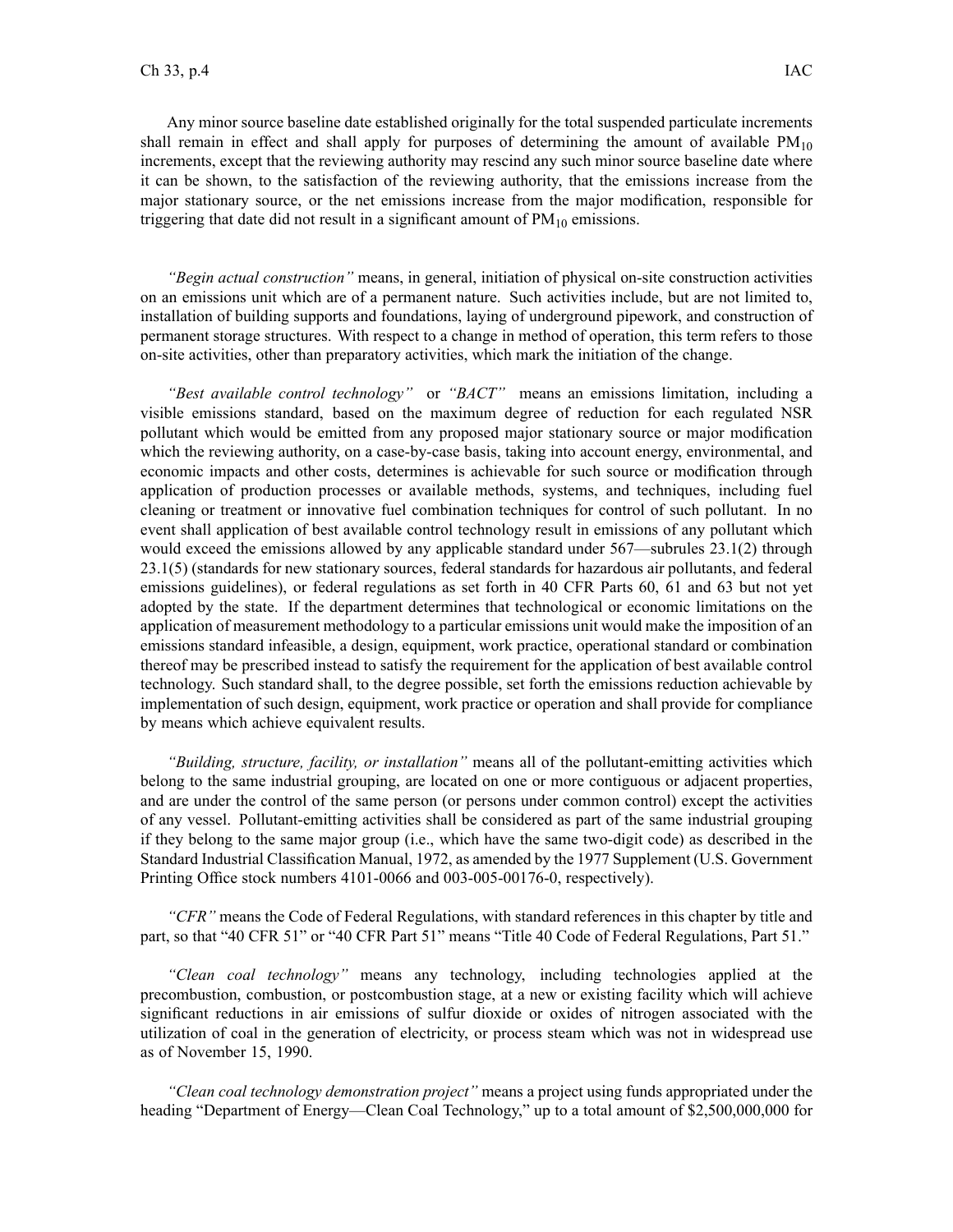Any minor source baseline date established originally for the total suspended particulate increments shall remain in effect and shall apply for purposes of determining the amount of available $PM_{10}$ increments, except that the reviewing authority may rescind any such minor source baseline date where it can be shown, to the satisfaction of the reviewing authority, that the emissions increase from the major stationary source, or the net emissions increase from the major modification, responsible for triggering that date did not result in a significant amount of $PM_{10}$ emissions.

*"Begin actual construction"* means, in general, initiation of physical on-site construction activities on an emissions unit which are of a permanent nature. Such activities include, but are not limited to, installation of building supports and foundations, laying of underground pipework, and construction of permanent storage structures. With respect to a change in method of operation, this term refers to those on-site activities, other than preparatory activities, which mark the initiation of the change.

*"Best available control technology"* or *"BACT"* means an emissions limitation, including a visible emissions standard, based on the maximum degree of reduction for each regulated NSR pollutant which would be emitted from any proposed major stationary source or major modification which the reviewing authority, on a case-by-case basis, taking into account energy, environmental, and economic impacts and other costs, determines is achievable for such source or modification through application of production processes or available methods, systems, and techniques, including fuel cleaning or treatment or innovative fuel combination techniques for control of such pollutant. In no event shall application of best available control technology result in emissions of any pollutant which would exceed the emissions allowed by any applicable standard under 567—subrules 23.1(2) through 23.1(5) (standards for new stationary sources, federal standards for hazardous air pollutants, and federal emissions guidelines), or federal regulations as set forth in 40 CFR Parts 60, 61 and 63 but not yet adopted by the state. If the department determines that technological or economic limitations on the application of measurement methodology to a particular emissions unit would make the imposition of an emissions standard infeasible, a design, equipment, work practice, operational standard or combination thereof may be prescribed instead to satisfy the requirement for the application of best available control technology. Such standard shall, to the degree possible, set forth the emissions reduction achievable by implementation of such design, equipment, work practice or operation and shall provide for compliance by means which achieve equivalent results.

*"Building, structure, facility, or installation"* means all of the pollutant-emitting activities which belong to the same industrial grouping, are located on one or more contiguous or adjacent properties, and are under the control of the same person (or persons under common control) except the activities of any vessel. Pollutant-emitting activities shall be considered as part of the same industrial grouping if they belong to the same major group (i.e., which have the same two-digit code) as described in the Standard Industrial Classification Manual, 1972, as amended by the 1977 Supplement (U.S. Government Printing Office stock numbers 4101-0066 and 003-005-00176-0, respectively).

*"CFR"* means the Code of Federal Regulations, with standard references in this chapter by title and part, so that "40 CFR 51" or "40 CFR Part 51" means "Title 40 Code of Federal Regulations, Part 51."

*"Clean coal technology"* means any technology, including technologies applied at the precombustion, combustion, or postcombustion stage, at a new or existing facility which will achieve significant reductions in air emissions of sulfur dioxide or oxides of nitrogen associated with the utilization of coal in the generation of electricity, or process steam which was not in widespread use as of November 15, 1990.

*"Clean coal technology demonstration project"* means a project using funds appropriated under the heading "Department of Energy—Clean Coal Technology," up to a total amount of $2,500,000,000 for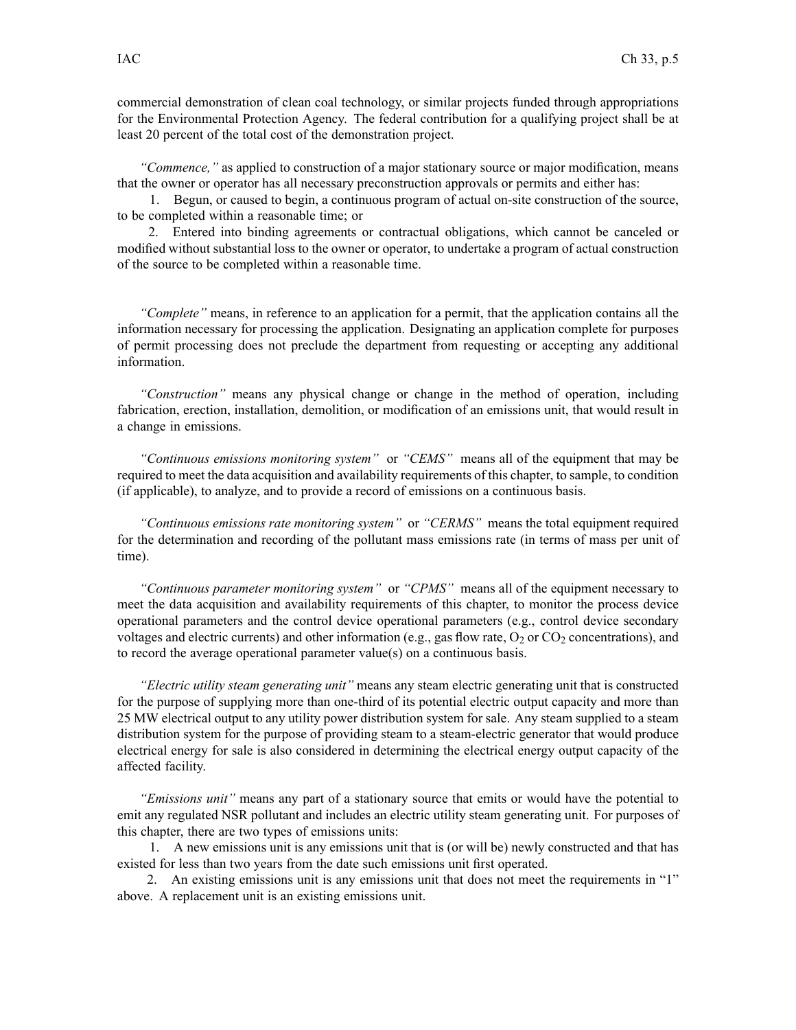commercial demonstration of clean coal technology, or similar projects funded through appropriations for the Environmental Protection Agency. The federal contribution for a qualifying project shall be at least 20 percent of the total cost of the demonstration project.

*"Commence,"* as applied to construction of a major stationary source or major modification, means that the owner or operator has all necessary preconstruction approvals or permits and either has:

1. Begun, or caused to begin, a continuous program of actual on-site construction of the source, to be completed within a reasonable time; or
2. Entered into binding agreements or contractual obligations, which cannot be canceled or modified without substantial loss to the owner or operator, to undertake a program of actual construction of the source to be completed within a reasonable time.

*"Complete"* means, in reference to an application for a permit, that the application contains all the information necessary for processing the application. Designating an application complete for purposes of permit processing does not preclude the department from requesting or accepting any additional information.

*"Construction"* means any physical change or change in the method of operation, including fabrication, erection, installation, demolition, or modification of an emissions unit, that would result in a change in emissions.

*"Continuous emissions monitoring system"* or *"CEMS"* means all of the equipment that may be required to meet the data acquisition and availability requirements of this chapter, to sample, to condition (if applicable), to analyze, and to provide a record of emissions on a continuous basis.

*"Continuous emissions rate monitoring system"* or *"CERMS"* means the total equipment required for the determination and recording of the pollutant mass emissions rate (in terms of mass per unit of time).

*"Continuous parameter monitoring system"* or *"CPMS"* means all of the equipment necessary to meet the data acquisition and availability requirements of this chapter, to monitor the process device operational parameters and the control device operational parameters (e.g., control device secondary voltages and electric currents) and other information (e.g., gas flow rate, $O_2$ or $CO_2$ concentrations), and to record the average operational parameter value(s) on a continuous basis.

*"Electric utility steam generating unit"* means any steam electric generating unit that is constructed for the purpose of supplying more than one-third of its potential electric output capacity and more than 25 MW electrical output to any utility power distribution system for sale. Any steam supplied to a steam distribution system for the purpose of providing steam to a steam-electric generator that would produce electrical energy for sale is also considered in determining the electrical energy output capacity of the affected facility.

*"Emissions unit"* means any part of a stationary source that emits or would have the potential to emit any regulated NSR pollutant and includes an electric utility steam generating unit. For purposes of this chapter, there are two types of emissions units:

1. A new emissions unit is any emissions unit that is (or will be) newly constructed and that has existed for less than two years from the date such emissions unit first operated.
2. An existing emissions unit is any emissions unit that does not meet the requirements in "1" above. A replacement unit is an existing emissions unit.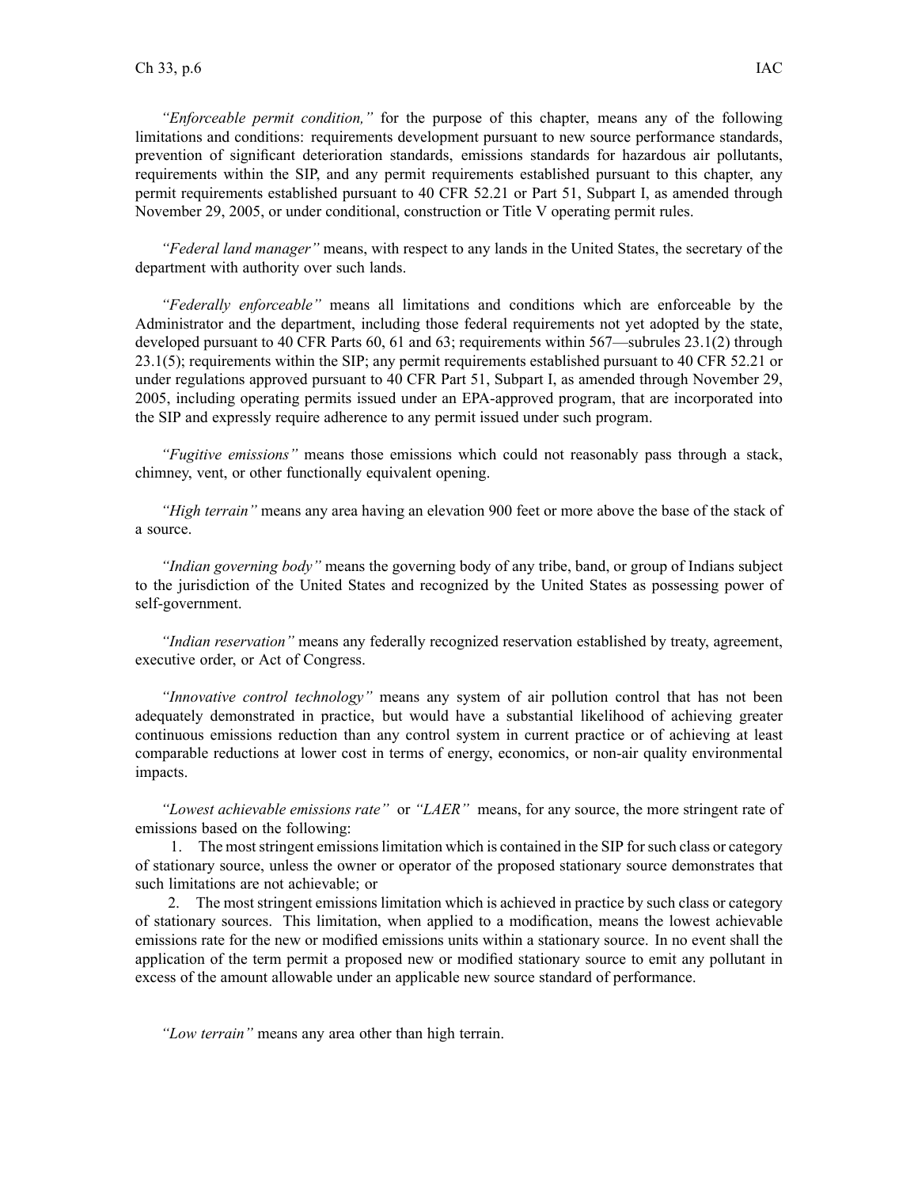*"Enforceable permit condition,"* for the purpose of this chapter, means any of the following limitations and conditions: requirements development pursuant to new source performance standards, prevention of significant deterioration standards, emissions standards for hazardous air pollutants, requirements within the SIP, and any permit requirements established pursuant to this chapter, any permit requirements established pursuant to 40 CFR 52.21 or Part 51, Subpart I, as amended through November 29, 2005, or under conditional, construction or Title V operating permit rules.

*"Federal land manager"* means, with respect to any lands in the United States, the secretary of the department with authority over such lands.

*"Federally enforceable"* means all limitations and conditions which are enforceable by the Administrator and the department, including those federal requirements not yet adopted by the state, developed pursuant to 40 CFR Parts 60, 61 and 63; requirements within 567—subrules 23.1(2) through 23.1(5); requirements within the SIP; any permit requirements established pursuant to 40 CFR 52.21 or under regulations approved pursuant to 40 CFR Part 51, Subpart I, as amended through November 29, 2005, including operating permits issued under an EPA-approved program, that are incorporated into the SIP and expressly require adherence to any permit issued under such program.

*"Fugitive emissions"* means those emissions which could not reasonably pass through a stack, chimney, vent, or other functionally equivalent opening.

*"High terrain"* means any area having an elevation 900 feet or more above the base of the stack of a source.

*"Indian governing body"* means the governing body of any tribe, band, or group of Indians subject to the jurisdiction of the United States and recognized by the United States as possessing power of self-government.

*"Indian reservation"* means any federally recognized reservation established by treaty, agreement, executive order, or Act of Congress.

*"Innovative control technology"* means any system of air pollution control that has not been adequately demonstrated in practice, but would have a substantial likelihood of achieving greater continuous emissions reduction than any control system in current practice or of achieving at least comparable reductions at lower cost in terms of energy, economics, or non-air quality environmental impacts.

*"Lowest achievable emissions rate"* or *"LAER"* means, for any source, the more stringent rate of emissions based on the following:

1. The most stringent emissions limitation which is contained in the SIP for such class or category of stationary source, unless the owner or operator of the proposed stationary source demonstrates that such limitations are not achievable; or

2. The most stringent emissions limitation which is achieved in practice by such class or category of stationary sources. This limitation, when applied to a modification, means the lowest achievable emissions rate for the new or modified emissions units within a stationary source. In no event shall the application of the term permit a proposed new or modified stationary source to emit any pollutant in excess of the amount allowable under an applicable new source standard of performance.

*"Low terrain"* means any area other than high terrain.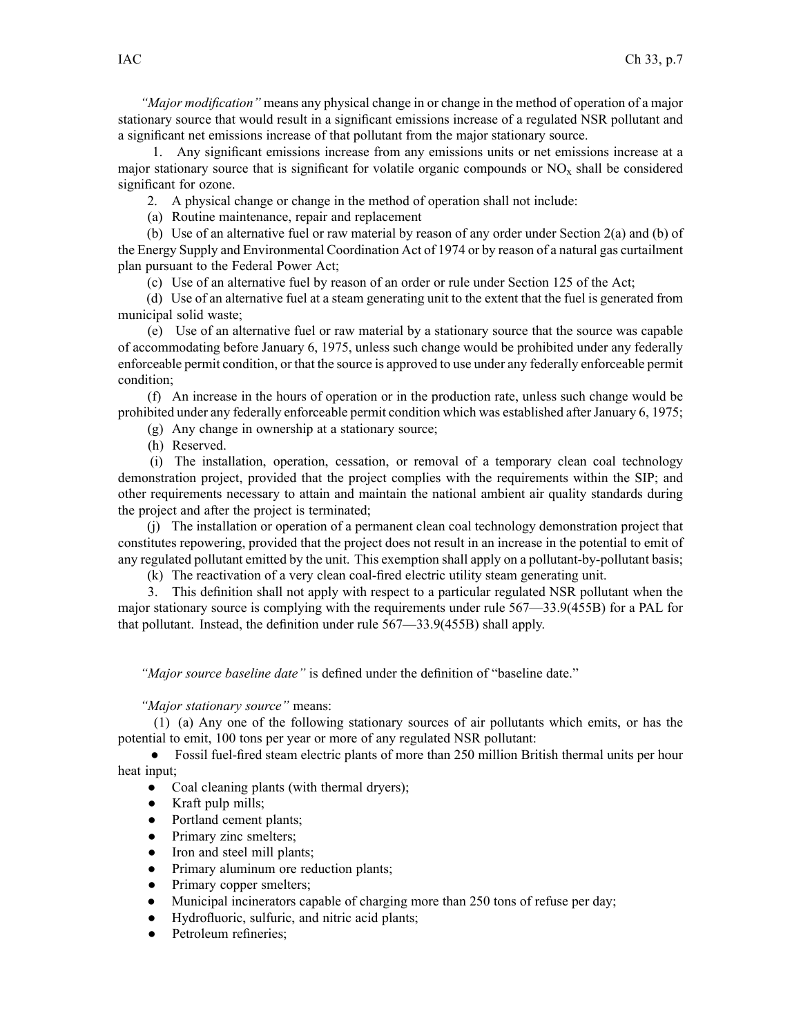*"Major modification"* means any physical change in or change in the method of operation of a major stationary source that would result in a significant emissions increase of a regulated NSR pollutant and a significant net emissions increase of that pollutant from the major stationary source.

1. Any significant emissions increase from any emissions units or net emissions increase at a major stationary source that is significant for volatile organic compounds or $NO_x$ shall be considered significant for ozone.

2. A physical change or change in the method of operation shall not include:

(a) Routine maintenance, repair and replacement

(b) Use of an alternative fuel or raw material by reason of any order under Section 2(a) and (b) of the Energy Supply and Environmental Coordination Act of 1974 or by reason of a natural gas curtailment plan pursuant to the Federal Power Act;

(c) Use of an alternative fuel by reason of an order or rule under Section 125 of the Act;

(d) Use of an alternative fuel at a steam generating unit to the extent that the fuel is generated from municipal solid waste;

(e) Use of an alternative fuel or raw material by a stationary source that the source was capable of accommodating before January 6, 1975, unless such change would be prohibited under any federally enforceable permit condition, or that the source is approved to use under any federally enforceable permit condition;

(f) An increase in the hours of operation or in the production rate, unless such change would be prohibited under any federally enforceable permit condition which was established after January 6, 1975;

(g) Any change in ownership at a stationary source;

(h) Reserved.

(i) The installation, operation, cessation, or removal of a temporary clean coal technology demonstration project, provided that the project complies with the requirements within the SIP; and other requirements necessary to attain and maintain the national ambient air quality standards during the project and after the project is terminated;

(j) The installation or operation of a permanent clean coal technology demonstration project that constitutes repowering, provided that the project does not result in an increase in the potential to emit of any regulated pollutant emitted by the unit. This exemption shall apply on a pollutant-by-pollutant basis;

(k) The reactivation of a very clean coal-fired electric utility steam generating unit.

3. This definition shall not apply with respect to a particular regulated NSR pollutant when the major stationary source is complying with the requirements under rule 567—33.9(455B) for a PAL for that pollutant. Instead, the definition under rule 567—33.9(455B) shall apply.

*"Major source baseline date"* is defined under the definition of "baseline date."

*"Major stationary source"* means:

(1) (a) Any one of the following stationary sources of air pollutants which emits, or has the potential to emit, 100 tons per year or more of any regulated NSR pollutant:

- Fossil fuel-fired steam electric plants of more than 250 million British thermal units per hour heat input;
- Coal cleaning plants (with thermal dryers);
- Kraft pulp mills;
- Portland cement plants;
- Primary zinc smelters;
- Iron and steel mill plants;
- Primary aluminum ore reduction plants;
- Primary copper smelters;
- Municipal incinerators capable of charging more than 250 tons of refuse per day;
- Hydrofluoric, sulfuric, and nitric acid plants;
- Petroleum refineries;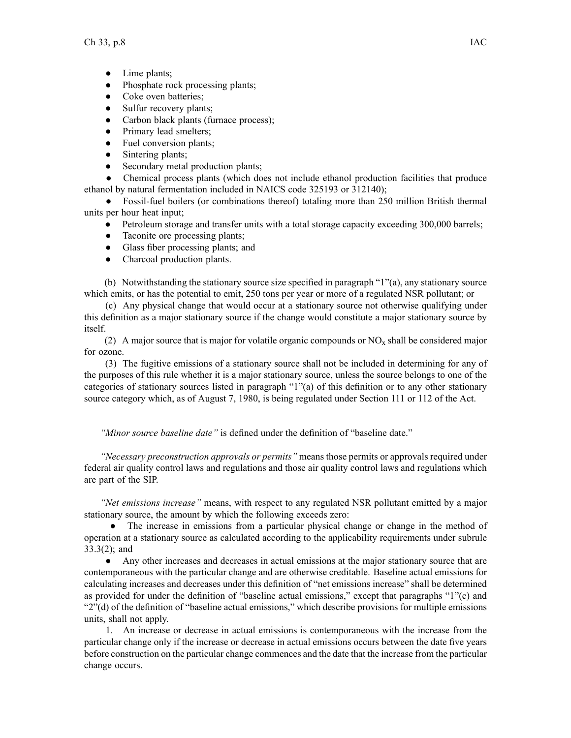- Lime plants;
- Phosphate rock processing plants;
- Coke oven batteries;
- Sulfur recovery plants;
- Carbon black plants (furnace process);
- Primary lead smelters;
- Fuel conversion plants;
- Sintering plants;
- Secondary metal production plants;
- Chemical process plants (which does not include ethanol production facilities that produce ethanol by natural fermentation included in NAICS code 325193 or 312140);
- Fossil-fuel boilers (or combinations thereof) totaling more than 250 million British thermal units per hour heat input;
- Petroleum storage and transfer units with a total storage capacity exceeding 300,000 barrels;
- Taconite ore processing plants;
- Glass fiber processing plants; and
- Charcoal production plants.

(b) Notwithstanding the stationary source size specified in paragraph "1"(a), any stationary source which emits, or has the potential to emit, 250 tons per year or more of a regulated NSR pollutant; or

(c) Any physical change that would occur at a stationary source not otherwise qualifying under this definition as a major stationary source if the change would constitute a major stationary source by itself.

(2) A major source that is major for volatile organic compounds or $NO_x$ shall be considered major for ozone.

(3) The fugitive emissions of a stationary source shall not be included in determining for any of the purposes of this rule whether it is a major stationary source, unless the source belongs to one of the categories of stationary sources listed in paragraph "1"(a) of this definition or to any other stationary source category which, as of August 7, 1980, is being regulated under Section 111 or 112 of the Act.

*"Minor source baseline date"* is defined under the definition of "baseline date."

*"Necessary preconstruction approvals or permits"* means those permits or approvals required under federal air quality control laws and regulations and those air quality control laws and regulations which are part of the SIP.

*"Net emissions increase"* means, with respect to any regulated NSR pollutant emitted by a major stationary source, the amount by which the following exceeds zero:

- The increase in emissions from a particular physical change or change in the method of operation at a stationary source as calculated according to the applicability requirements under subrule 33.3(2); and
- Any other increases and decreases in actual emissions at the major stationary source that are contemporaneous with the particular change and are otherwise creditable. Baseline actual emissions for calculating increases and decreases under this definition of "net emissions increase" shall be determined as provided for under the definition of "baseline actual emissions," except that paragraphs "1"(c) and "2"(d) of the definition of "baseline actual emissions," which describe provisions for multiple emissions units, shall not apply.

1. An increase or decrease in actual emissions is contemporaneous with the increase from the particular change only if the increase or decrease in actual emissions occurs between the date five years before construction on the particular change commences and the date that the increase from the particular change occurs.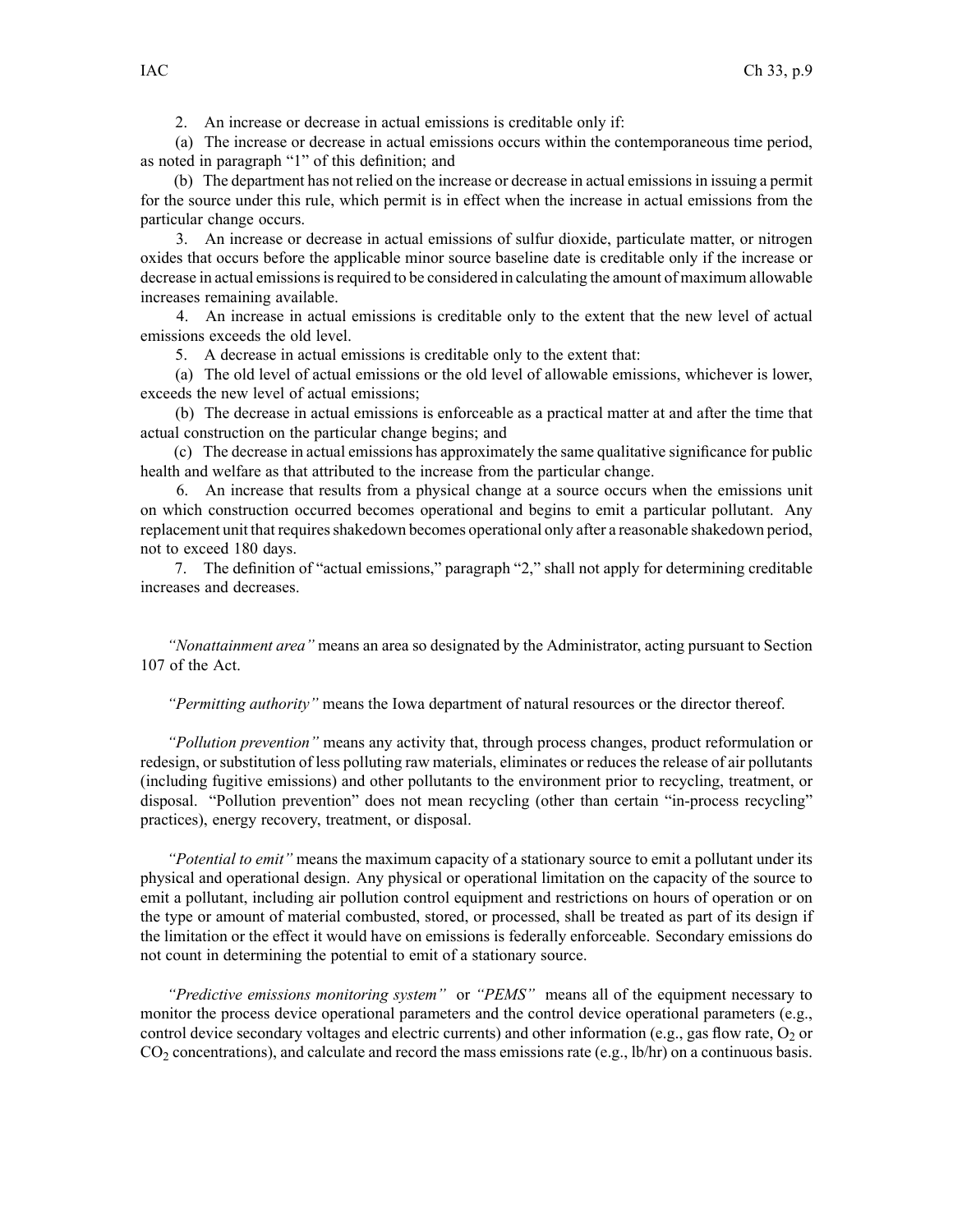2. An increase or decrease in actual emissions is creditable only if:

(a) The increase or decrease in actual emissions occurs within the contemporaneous time period, as noted in paragraph "1" of this definition; and

(b) The department has not relied on the increase or decrease in actual emissions in issuing a permit for the source under this rule, which permit is in effect when the increase in actual emissions from the particular change occurs.

3. An increase or decrease in actual emissions of sulfur dioxide, particulate matter, or nitrogen oxides that occurs before the applicable minor source baseline date is creditable only if the increase or decrease in actual emissions is required to be considered in calculating the amount of maximum allowable increases remaining available.

4. An increase in actual emissions is creditable only to the extent that the new level of actual emissions exceeds the old level.

5. A decrease in actual emissions is creditable only to the extent that:

(a) The old level of actual emissions or the old level of allowable emissions, whichever is lower, exceeds the new level of actual emissions;

(b) The decrease in actual emissions is enforceable as a practical matter at and after the time that actual construction on the particular change begins; and

(c) The decrease in actual emissions has approximately the same qualitative significance for public health and welfare as that attributed to the increase from the particular change.

6. An increase that results from a physical change at a source occurs when the emissions unit on which construction occurred becomes operational and begins to emit a particular pollutant. Any replacement unit that requires shakedown becomes operational only after a reasonable shakedown period, not to exceed 180 days.

7. The definition of "actual emissions," paragraph "2," shall not apply for determining creditable increases and decreases.

*"Nonattainment area"* means an area so designated by the Administrator, acting pursuant to Section 107 of the Act.

*"Permitting authority"* means the Iowa department of natural resources or the director thereof.

*"Pollution prevention"* means any activity that, through process changes, product reformulation or redesign, or substitution of less polluting raw materials, eliminates or reduces the release of air pollutants (including fugitive emissions) and other pollutants to the environment prior to recycling, treatment, or disposal. "Pollution prevention" does not mean recycling (other than certain "in-process recycling" practices), energy recovery, treatment, or disposal.

*"Potential to emit"* means the maximum capacity of a stationary source to emit a pollutant under its physical and operational design. Any physical or operational limitation on the capacity of the source to emit a pollutant, including air pollution control equipment and restrictions on hours of operation or on the type or amount of material combusted, stored, or processed, shall be treated as part of its design if the limitation or the effect it would have on emissions is federally enforceable. Secondary emissions do not count in determining the potential to emit of a stationary source.

*"Predictive emissions monitoring system"* or *"PEMS"* means all of the equipment necessary to monitor the process device operational parameters and the control device operational parameters (e.g., control device secondary voltages and electric currents) and other information (e.g., gas flow rate, $O_2$ or $CO_2$ concentrations), and calculate and record the mass emissions rate (e.g., lb/hr) on a continuous basis.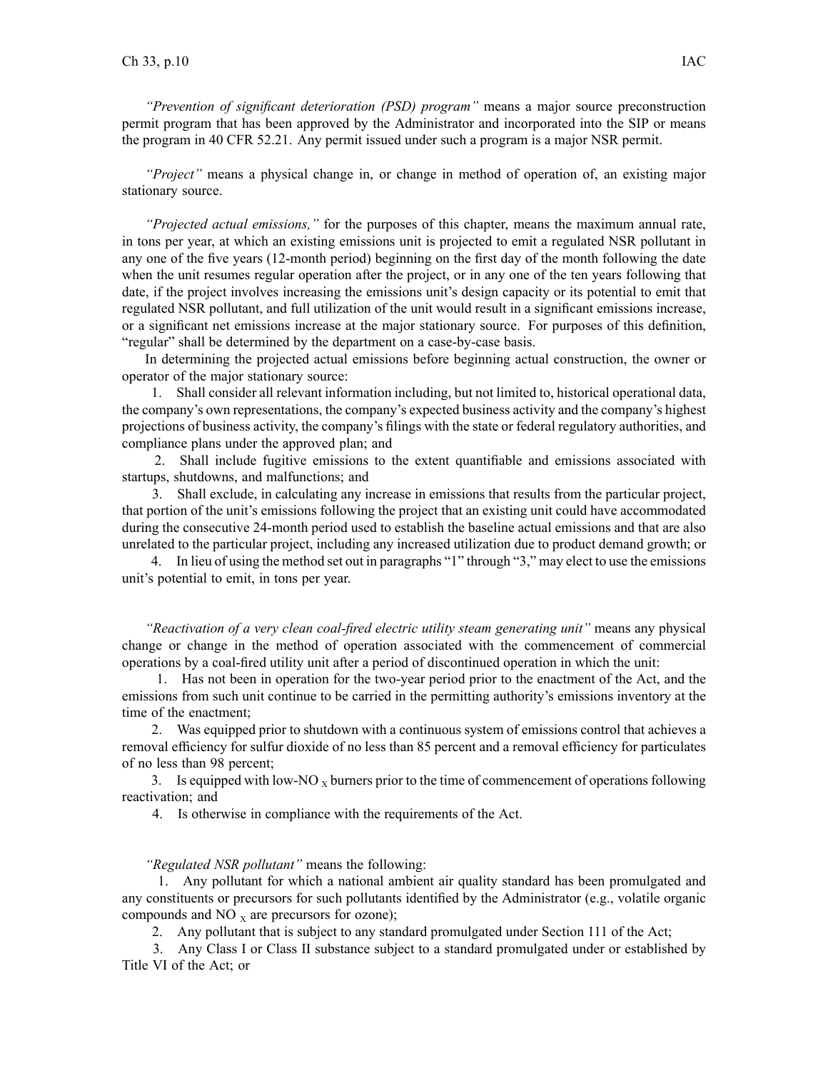*"Prevention of significant deterioration (PSD) program"* means a major source preconstruction permit program that has been approved by the Administrator and incorporated into the SIP or means the program in 40 CFR 52.21. Any permit issued under such a program is a major NSR permit.

*"Project"* means a physical change in, or change in method of operation of, an existing major stationary source.

*"Projected actual emissions,"* for the purposes of this chapter, means the maximum annual rate, in tons per year, at which an existing emissions unit is projected to emit a regulated NSR pollutant in any one of the five years (12-month period) beginning on the first day of the month following the date when the unit resumes regular operation after the project, or in any one of the ten years following that date, if the project involves increasing the emissions unit's design capacity or its potential to emit that regulated NSR pollutant, and full utilization of the unit would result in a significant emissions increase, or a significant net emissions increase at the major stationary source. For purposes of this definition, "regular" shall be determined by the department on a case-by-case basis.

In determining the projected actual emissions before beginning actual construction, the owner or operator of the major stationary source:

1. Shall consider all relevant information including, but not limited to, historical operational data, the company's own representations, the company's expected business activity and the company's highest projections of business activity, the company's filings with the state or federal regulatory authorities, and compliance plans under the approved plan; and

2. Shall include fugitive emissions to the extent quantifiable and emissions associated with startups, shutdowns, and malfunctions; and

3. Shall exclude, in calculating any increase in emissions that results from the particular project, that portion of the unit's emissions following the project that an existing unit could have accommodated during the consecutive 24-month period used to establish the baseline actual emissions and that are also unrelated to the particular project, including any increased utilization due to product demand growth; or

4. In lieu of using the method set out in paragraphs "1" through "3," may elect to use the emissions unit's potential to emit, in tons per year.

*"Reactivation of a very clean coal-fired electric utility steam generating unit"* means any physical change or change in the method of operation associated with the commencement of commercial operations by a coal-fired utility unit after a period of discontinued operation in which the unit:

1. Has not been in operation for the two-year period prior to the enactment of the Act, and the emissions from such unit continue to be carried in the permitting authority's emissions inventory at the time of the enactment;

2. Was equipped prior to shutdown with a continuous system of emissions control that achieves a removal efficiency for sulfur dioxide of no less than 85 percent and a removal efficiency for particulates of no less than 98 percent;

3. Is equipped with low-$NO_X$ burners prior to the time of commencement of operations following reactivation; and

4. Is otherwise in compliance with the requirements of the Act.

*"Regulated NSR pollutant"* means the following:

1. Any pollutant for which a national ambient air quality standard has been promulgated and any constituents or precursors for such pollutants identified by the Administrator (e.g., volatile organic compounds and $NO_X$ are precursors for ozone);

2. Any pollutant that is subject to any standard promulgated under Section 111 of the Act;

3. Any Class I or Class II substance subject to a standard promulgated under or established by Title VI of the Act; or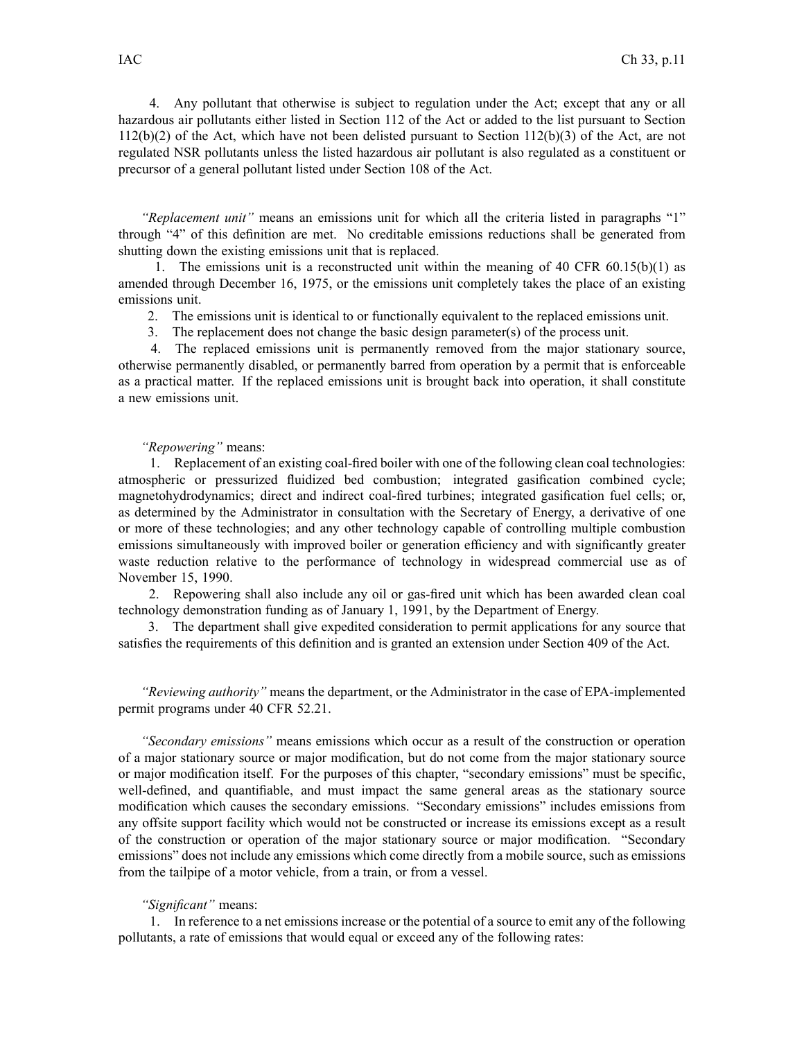4. Any pollutant that otherwise is subject to regulation under the Act; except that any or all hazardous air pollutants either listed in Section 112 of the Act or added to the list pursuant to Section 112(b)(2) of the Act, which have not been delisted pursuant to Section 112(b)(3) of the Act, are not regulated NSR pollutants unless the listed hazardous air pollutant is also regulated as a constituent or precursor of a general pollutant listed under Section 108 of the Act.

*"Replacement unit"* means an emissions unit for which all the criteria listed in paragraphs "1" through "4" of this definition are met. No creditable emissions reductions shall be generated from shutting down the existing emissions unit that is replaced.

1. The emissions unit is a reconstructed unit within the meaning of 40 CFR 60.15(b)(1) as amended through December 16, 1975, or the emissions unit completely takes the place of an existing emissions unit.
2. The emissions unit is identical to or functionally equivalent to the replaced emissions unit.
3. The replacement does not change the basic design parameter(s) of the process unit.
4. The replaced emissions unit is permanently removed from the major stationary source, otherwise permanently disabled, or permanently barred from operation by a permit that is enforceable as a practical matter. If the replaced emissions unit is brought back into operation, it shall constitute a new emissions unit.

*"Repowering"* means:

1. Replacement of an existing coal-fired boiler with one of the following clean coal technologies: atmospheric or pressurized fluidized bed combustion; integrated gasification combined cycle; magnetohydrodynamics; direct and indirect coal-fired turbines; integrated gasification fuel cells; or, as determined by the Administrator in consultation with the Secretary of Energy, a derivative of one or more of these technologies; and any other technology capable of controlling multiple combustion emissions simultaneously with improved boiler or generation efficiency and with significantly greater waste reduction relative to the performance of technology in widespread commercial use as of November 15, 1990.
2. Repowering shall also include any oil or gas-fired unit which has been awarded clean coal technology demonstration funding as of January 1, 1991, by the Department of Energy.
3. The department shall give expedited consideration to permit applications for any source that satisfies the requirements of this definition and is granted an extension under Section 409 of the Act.

*"Reviewing authority"* means the department, or the Administrator in the case of EPA-implemented permit programs under 40 CFR 52.21.

*"Secondary emissions"* means emissions which occur as a result of the construction or operation of a major stationary source or major modification, but do not come from the major stationary source or major modification itself. For the purposes of this chapter, "secondary emissions" must be specific, well-defined, and quantifiable, and must impact the same general areas as the stationary source modification which causes the secondary emissions. "Secondary emissions" includes emissions from any offsite support facility which would not be constructed or increase its emissions except as a result of the construction or operation of the major stationary source or major modification. "Secondary emissions" does not include any emissions which come directly from a mobile source, such as emissions from the tailpipe of a motor vehicle, from a train, or from a vessel.

*"Significant"* means:

1. In reference to a net emissions increase or the potential of a source to emit any of the following pollutants, a rate of emissions that would equal or exceed any of the following rates: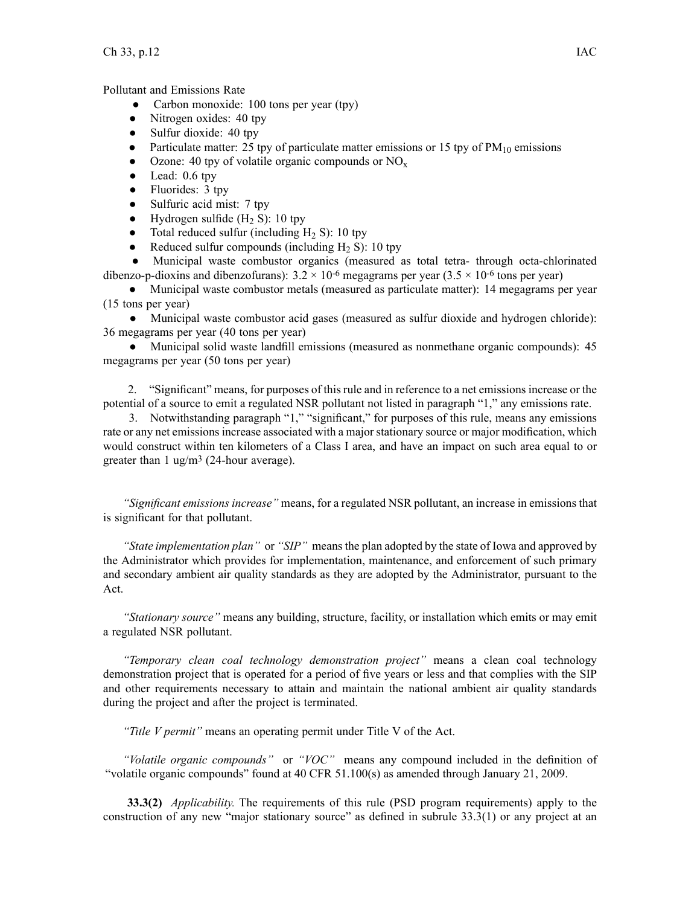Pollutant and Emissions Rate

- Carbon monoxide: 100 tons per year (tpy)
- Nitrogen oxides: 40 tpy
- Sulfur dioxide: 40 tpy
- Particulate matter: 25 tpy of particulate matter emissions or 15 tpy of $PM_{10}$ emissions
- Ozone: 40 tpy of volatile organic compounds or $NO_x$
- Lead: 0.6 tpy
- Fluorides: 3 tpy
- Sulfuric acid mist: 7 tpy
- Hydrogen sulfide ($H_2S$): 10 tpy
- Total reduced sulfur (including $H_2S$): 10 tpy
- Reduced sulfur compounds (including $H_2S$): 10 tpy
- Municipal waste combustor organics (measured as total tetra- through octa-chlorinated dibenzo-p-dioxins and dibenzofurans): $3.2 \times 10^{-6}$ megagrams per year ($3.5 \times 10^{-6}$ tons per year)
- Municipal waste combustor metals (measured as particulate matter): 14 megagrams per year (15 tons per year)
- Municipal waste combustor acid gases (measured as sulfur dioxide and hydrogen chloride): 36 megagrams per year (40 tons per year)
- Municipal solid waste landfill emissions (measured as nonmethane organic compounds): 45 megagrams per year (50 tons per year)

2. "Significant" means, for purposes of this rule and in reference to a net emissions increase or the potential of a source to emit a regulated NSR pollutant not listed in paragraph "1," any emissions rate.

3. Notwithstanding paragraph "1," "significant," for purposes of this rule, means any emissions rate or any net emissions increase associated with a major stationary source or major modification, which would construct within ten kilometers of a Class I area, and have an impact on such area equal to or greater than 1 ug/m$^3$ (24-hour average).

*"Significant emissions increase"* means, for a regulated NSR pollutant, an increase in emissions that is significant for that pollutant.

*"State implementation plan"* or *"SIP"* means the plan adopted by the state of Iowa and approved by the Administrator which provides for implementation, maintenance, and enforcement of such primary and secondary ambient air quality standards as they are adopted by the Administrator, pursuant to the Act.

*"Stationary source"* means any building, structure, facility, or installation which emits or may emit a regulated NSR pollutant.

*"Temporary clean coal technology demonstration project"* means a clean coal technology demonstration project that is operated for a period of five years or less and that complies with the SIP and other requirements necessary to attain and maintain the national ambient air quality standards during the project and after the project is terminated.

*"Title V permit"* means an operating permit under Title V of the Act.

*"Volatile organic compounds"* or *"VOC"* means any compound included in the definition of "volatile organic compounds" found at 40 CFR 51.100(s) as amended through January 21, 2009.

**33.3(2)** *Applicability.* The requirements of this rule (PSD program requirements) apply to the construction of any new "major stationary source" as defined in subrule 33.3(1) or any project at an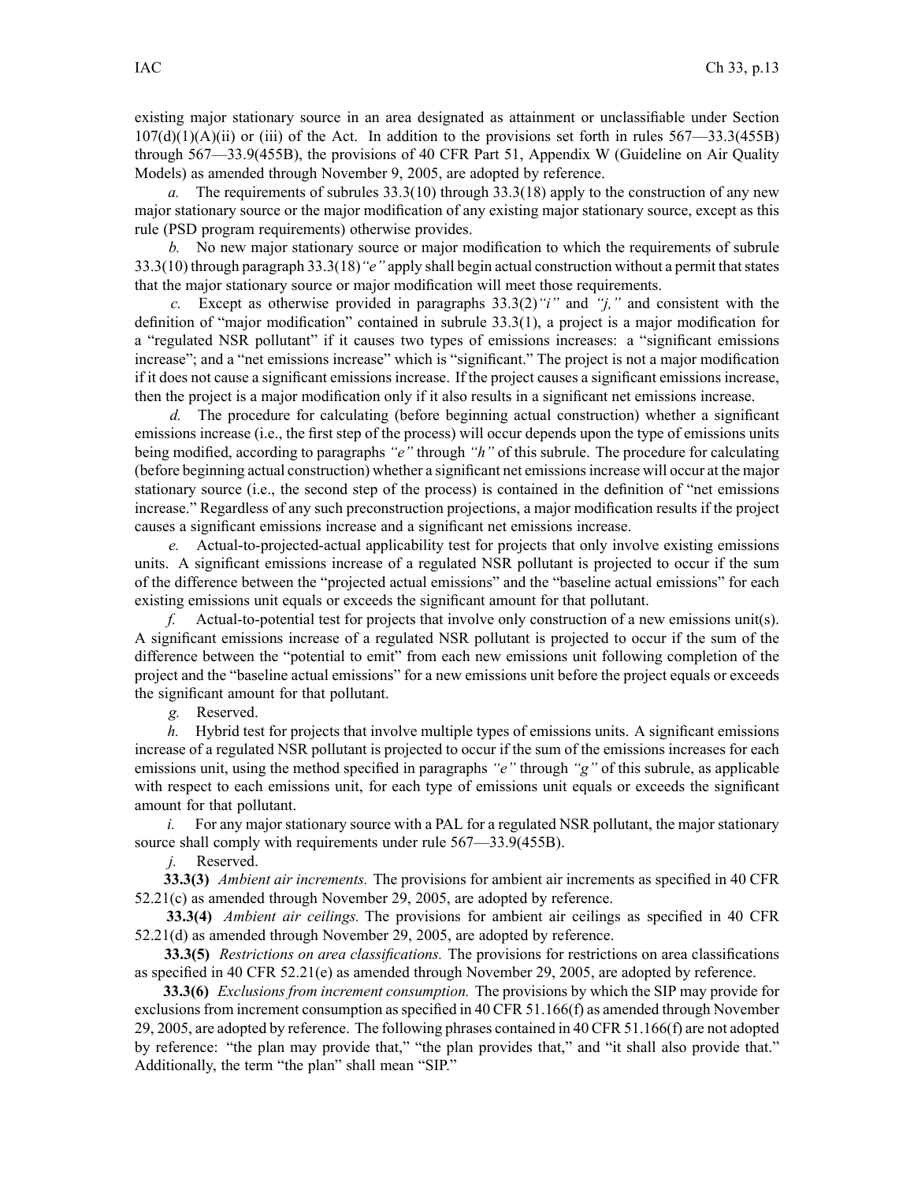existing major stationary source in an area designated as attainment or unclassifiable under Section 107(d)(1)(A)(ii) or (iii) of the Act. In addition to the provisions set forth in rules 567—33.3(455B) through 567—33.9(455B), the provisions of 40 CFR Part 51, Appendix W (Guideline on Air Quality Models) as amended through November 9, 2005, are adopted by reference.

*a.* The requirements of subrules 33.3(10) through 33.3(18) apply to the construction of any new major stationary source or the major modification of any existing major stationary source, except as this rule (PSD program requirements) otherwise provides.

*b.* No new major stationary source or major modification to which the requirements of subrule 33.3(10) through paragraph 33.3(18)*"e"* apply shall begin actual construction without a permit that states that the major stationary source or major modification will meet those requirements.

*c.* Except as otherwise provided in paragraphs 33.3(2)*"i"* and *"j,"* and consistent with the definition of "major modification" contained in subrule 33.3(1), a project is a major modification for a "regulated NSR pollutant" if it causes two types of emissions increases: a "significant emissions increase"; and a "net emissions increase" which is "significant." The project is not a major modification if it does not cause a significant emissions increase. If the project causes a significant emissions increase, then the project is a major modification only if it also results in a significant net emissions increase.

*d.* The procedure for calculating (before beginning actual construction) whether a significant emissions increase (i.e., the first step of the process) will occur depends upon the type of emissions units being modified, according to paragraphs *"e"* through *"h"* of this subrule. The procedure for calculating (before beginning actual construction) whether a significant net emissions increase will occur at the major stationary source (i.e., the second step of the process) is contained in the definition of "net emissions increase." Regardless of any such preconstruction projections, a major modification results if the project causes a significant emissions increase and a significant net emissions increase.

*e.* Actual-to-projected-actual applicability test for projects that only involve existing emissions units. A significant emissions increase of a regulated NSR pollutant is projected to occur if the sum of the difference between the "projected actual emissions" and the "baseline actual emissions" for each existing emissions unit equals or exceeds the significant amount for that pollutant.

*f.* Actual-to-potential test for projects that involve only construction of a new emissions unit(s). A significant emissions increase of a regulated NSR pollutant is projected to occur if the sum of the difference between the "potential to emit" from each new emissions unit following completion of the project and the "baseline actual emissions" for a new emissions unit before the project equals or exceeds the significant amount for that pollutant.

*g.* Reserved.

*h.* Hybrid test for projects that involve multiple types of emissions units. A significant emissions increase of a regulated NSR pollutant is projected to occur if the sum of the emissions increases for each emissions unit, using the method specified in paragraphs *"e"* through *"g"* of this subrule, as applicable with respect to each emissions unit, for each type of emissions unit equals or exceeds the significant amount for that pollutant.

*i.* For any major stationary source with a PAL for a regulated NSR pollutant, the major stationary source shall comply with requirements under rule 567—33.9(455B).

*j.* Reserved.

**33.3(3)** *Ambient air increments.* The provisions for ambient air increments as specified in 40 CFR 52.21(c) as amended through November 29, 2005, are adopted by reference.

**33.3(4)** *Ambient air ceilings.* The provisions for ambient air ceilings as specified in 40 CFR 52.21(d) as amended through November 29, 2005, are adopted by reference.

**33.3(5)** *Restrictions on area classifications.* The provisions for restrictions on area classifications as specified in 40 CFR 52.21(e) as amended through November 29, 2005, are adopted by reference.

**33.3(6)** *Exclusions from increment consumption.* The provisions by which the SIP may provide for exclusions from increment consumption as specified in 40 CFR 51.166(f) as amended through November 29, 2005, are adopted by reference. The following phrases contained in 40 CFR 51.166(f) are not adopted by reference: "the plan may provide that," "the plan provides that," and "it shall also provide that." Additionally, the term "the plan" shall mean "SIP."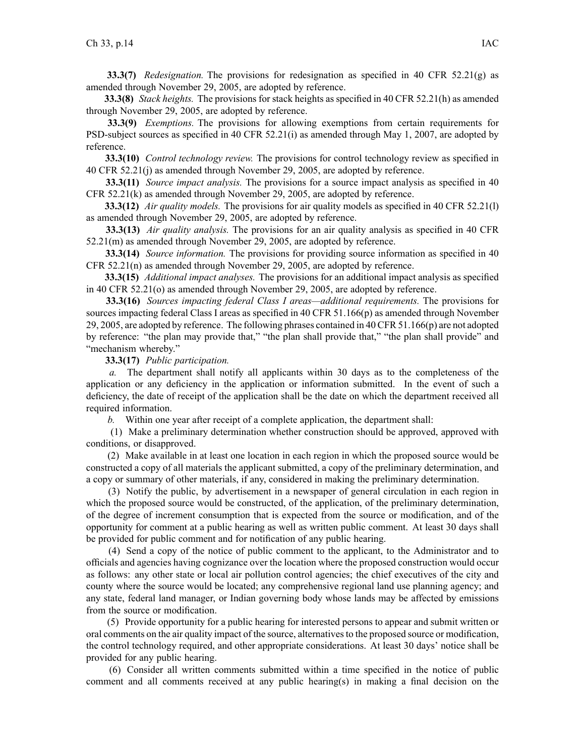**33.3(7)** *Redesignation.* The provisions for redesignation as specified in 40 CFR 52.21(g) as amended through November 29, 2005, are adopted by reference.

**33.3(8)** *Stack heights.* The provisions for stack heights as specified in 40 CFR 52.21(h) as amended through November 29, 2005, are adopted by reference.

**33.3(9)** *Exemptions.* The provisions for allowing exemptions from certain requirements for PSD-subject sources as specified in 40 CFR 52.21(i) as amended through May 1, 2007, are adopted by reference.

**33.3(10)** *Control technology review.* The provisions for control technology review as specified in 40 CFR 52.21(j) as amended through November 29, 2005, are adopted by reference.

**33.3(11)** *Source impact analysis.* The provisions for a source impact analysis as specified in 40 CFR 52.21(k) as amended through November 29, 2005, are adopted by reference.

**33.3(12)** *Air quality models.* The provisions for air quality models as specified in 40 CFR 52.21(l) as amended through November 29, 2005, are adopted by reference.

**33.3(13)** *Air quality analysis.* The provisions for an air quality analysis as specified in 40 CFR 52.21(m) as amended through November 29, 2005, are adopted by reference.

**33.3(14)** *Source information.* The provisions for providing source information as specified in 40 CFR 52.21(n) as amended through November 29, 2005, are adopted by reference.

**33.3(15)** *Additional impact analyses.* The provisions for an additional impact analysis as specified in 40 CFR 52.21(o) as amended through November 29, 2005, are adopted by reference.

**33.3(16)** *Sources impacting federal Class I areas—additional requirements.* The provisions for sources impacting federal Class I areas as specified in 40 CFR 51.166(p) as amended through November 29, 2005, are adopted by reference. The following phrases contained in 40 CFR 51.166(p) are not adopted by reference: "the plan may provide that," "the plan shall provide that," "the plan shall provide" and "mechanism whereby."

**33.3(17)** *Public participation.*

*a.* The department shall notify all applicants within 30 days as to the completeness of the application or any deficiency in the application or information submitted. In the event of such a deficiency, the date of receipt of the application shall be the date on which the department received all required information.

*b.* Within one year after receipt of a complete application, the department shall:

(1) Make a preliminary determination whether construction should be approved, approved with conditions, or disapproved.

(2) Make available in at least one location in each region in which the proposed source would be constructed a copy of all materials the applicant submitted, a copy of the preliminary determination, and a copy or summary of other materials, if any, considered in making the preliminary determination.

(3) Notify the public, by advertisement in a newspaper of general circulation in each region in which the proposed source would be constructed, of the application, of the preliminary determination, of the degree of increment consumption that is expected from the source or modification, and of the opportunity for comment at a public hearing as well as written public comment. At least 30 days shall be provided for public comment and for notification of any public hearing.

(4) Send a copy of the notice of public comment to the applicant, to the Administrator and to officials and agencies having cognizance over the location where the proposed construction would occur as follows: any other state or local air pollution control agencies; the chief executives of the city and county where the source would be located; any comprehensive regional land use planning agency; and any state, federal land manager, or Indian governing body whose lands may be affected by emissions from the source or modification.

(5) Provide opportunity for a public hearing for interested persons to appear and submit written or oral comments on the air quality impact of the source, alternatives to the proposed source or modification, the control technology required, and other appropriate considerations. At least 30 days' notice shall be provided for any public hearing.

(6) Consider all written comments submitted within a time specified in the notice of public comment and all comments received at any public hearing(s) in making a final decision on the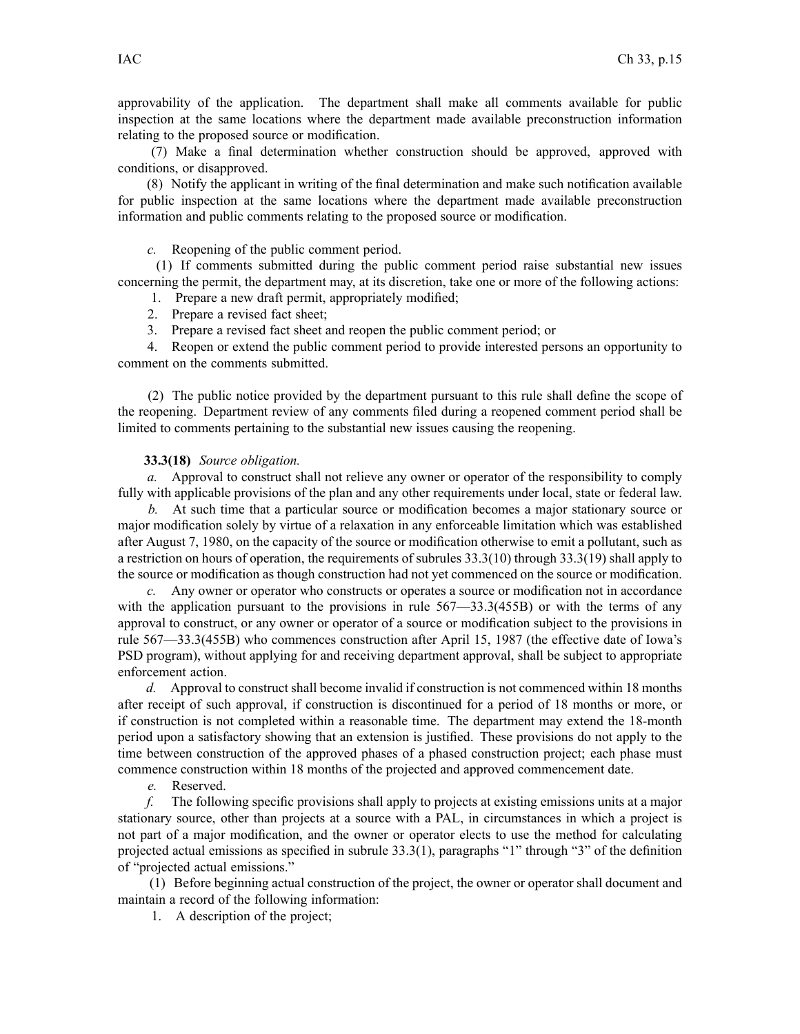approvability of the application. The department shall make all comments available for public inspection at the same locations where the department made available preconstruction information relating to the proposed source or modification.

(7) Make a final determination whether construction should be approved, approved with conditions, or disapproved.

(8) Notify the applicant in writing of the final determination and make such notification available for public inspection at the same locations where the department made available preconstruction information and public comments relating to the proposed source or modification.

*c.* Reopening of the public comment period.

(1) If comments submitted during the public comment period raise substantial new issues concerning the permit, the department may, at its discretion, take one or more of the following actions:

1. Prepare a new draft permit, appropriately modified;
2. Prepare a revised fact sheet;
3. Prepare a revised fact sheet and reopen the public comment period; or
4. Reopen or extend the public comment period to provide interested persons an opportunity to comment on the comments submitted.

(2) The public notice provided by the department pursuant to this rule shall define the scope of the reopening. Department review of any comments filed during a reopened comment period shall be limited to comments pertaining to the substantial new issues causing the reopening.

**33.3(18)** *Source obligation.*

*a.* Approval to construct shall not relieve any owner or operator of the responsibility to comply fully with applicable provisions of the plan and any other requirements under local, state or federal law.

*b.* At such time that a particular source or modification becomes a major stationary source or major modification solely by virtue of a relaxation in any enforceable limitation which was established after August 7, 1980, on the capacity of the source or modification otherwise to emit a pollutant, such as a restriction on hours of operation, the requirements of subrules 33.3(10) through 33.3(19) shall apply to the source or modification as though construction had not yet commenced on the source or modification.

*c.* Any owner or operator who constructs or operates a source or modification not in accordance with the application pursuant to the provisions in rule 567—33.3(455B) or with the terms of any approval to construct, or any owner or operator of a source or modification subject to the provisions in rule 567—33.3(455B) who commences construction after April 15, 1987 (the effective date of Iowa's PSD program), without applying for and receiving department approval, shall be subject to appropriate enforcement action.

*d.* Approval to construct shall become invalid if construction is not commenced within 18 months after receipt of such approval, if construction is discontinued for a period of 18 months or more, or if construction is not completed within a reasonable time. The department may extend the 18-month period upon a satisfactory showing that an extension is justified. These provisions do not apply to the time between construction of the approved phases of a phased construction project; each phase must commence construction within 18 months of the projected and approved commencement date.

*e.* Reserved.

*f.* The following specific provisions shall apply to projects at existing emissions units at a major stationary source, other than projects at a source with a PAL, in circumstances in which a project is not part of a major modification, and the owner or operator elects to use the method for calculating projected actual emissions as specified in subrule 33.3(1), paragraphs "1" through "3" of the definition of "projected actual emissions."

(1) Before beginning actual construction of the project, the owner or operator shall document and maintain a record of the following information:

1. A description of the project;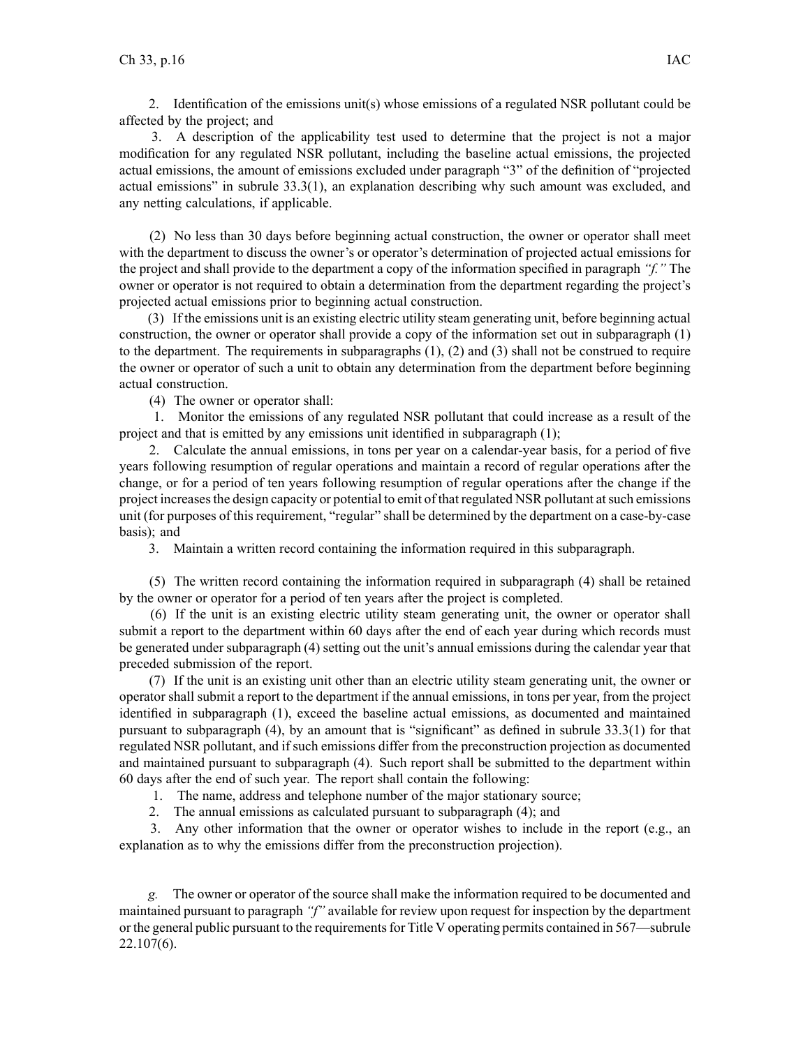2. Identification of the emissions unit(s) whose emissions of a regulated NSR pollutant could be affected by the project; and

3. A description of the applicability test used to determine that the project is not a major modification for any regulated NSR pollutant, including the baseline actual emissions, the projected actual emissions, the amount of emissions excluded under paragraph "3" of the definition of "projected actual emissions" in subrule 33.3(1), an explanation describing why such amount was excluded, and any netting calculations, if applicable.

(2) No less than 30 days before beginning actual construction, the owner or operator shall meet with the department to discuss the owner's or operator's determination of projected actual emissions for the project and shall provide to the department a copy of the information specified in paragraph *"f."* The owner or operator is not required to obtain a determination from the department regarding the project's projected actual emissions prior to beginning actual construction.

(3) If the emissions unit is an existing electric utility steam generating unit, before beginning actual construction, the owner or operator shall provide a copy of the information set out in subparagraph (1) to the department. The requirements in subparagraphs (1), (2) and (3) shall not be construed to require the owner or operator of such a unit to obtain any determination from the department before beginning actual construction.

(4) The owner or operator shall:

1. Monitor the emissions of any regulated NSR pollutant that could increase as a result of the project and that is emitted by any emissions unit identified in subparagraph (1);

2. Calculate the annual emissions, in tons per year on a calendar-year basis, for a period of five years following resumption of regular operations and maintain a record of regular operations after the change, or for a period of ten years following resumption of regular operations after the change if the project increases the design capacity or potential to emit of that regulated NSR pollutant at such emissions unit (for purposes of this requirement, "regular" shall be determined by the department on a case-by-case basis); and

3. Maintain a written record containing the information required in this subparagraph.

(5) The written record containing the information required in subparagraph (4) shall be retained by the owner or operator for a period of ten years after the project is completed.

(6) If the unit is an existing electric utility steam generating unit, the owner or operator shall submit a report to the department within 60 days after the end of each year during which records must be generated under subparagraph (4) setting out the unit's annual emissions during the calendar year that preceded submission of the report.

(7) If the unit is an existing unit other than an electric utility steam generating unit, the owner or operator shall submit a report to the department if the annual emissions, in tons per year, from the project identified in subparagraph (1), exceed the baseline actual emissions, as documented and maintained pursuant to subparagraph (4), by an amount that is "significant" as defined in subrule 33.3(1) for that regulated NSR pollutant, and if such emissions differ from the preconstruction projection as documented and maintained pursuant to subparagraph (4). Such report shall be submitted to the department within 60 days after the end of such year. The report shall contain the following:

1. The name, address and telephone number of the major stationary source;

2. The annual emissions as calculated pursuant to subparagraph (4); and

3. Any other information that the owner or operator wishes to include in the report (e.g., an explanation as to why the emissions differ from the preconstruction projection).

*g.* The owner or operator of the source shall make the information required to be documented and maintained pursuant to paragraph *"f"* available for review upon request for inspection by the department or the general public pursuant to the requirements for Title V operating permits contained in 567—subrule 22.107(6).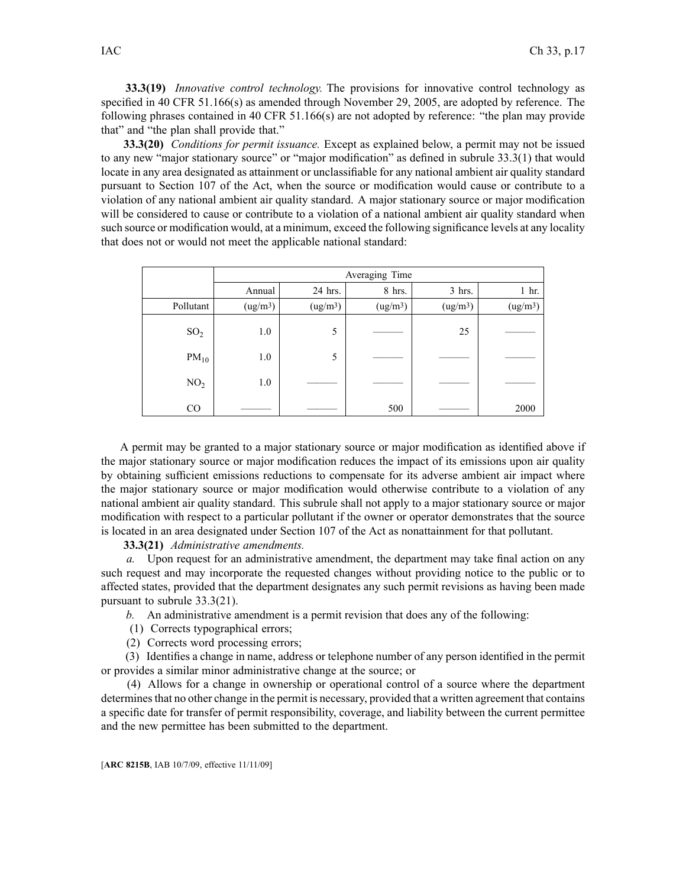**33.3(19)** *Innovative control technology.* The provisions for innovative control technology as specified in 40 CFR 51.166(s) as amended through November 29, 2005, are adopted by reference. The following phrases contained in 40 CFR 51.166(s) are not adopted by reference: "the plan may provide that" and "the plan shall provide that."

**33.3(20)** *Conditions for permit issuance.* Except as explained below, a permit may not be issued to any new "major stationary source" or "major modification" as defined in subrule 33.3(1) that would locate in any area designated as attainment or unclassifiable for any national ambient air quality standard pursuant to Section 107 of the Act, when the source or modification would cause or contribute to a violation of any national ambient air quality standard. A major stationary source or major modification will be considered to cause or contribute to a violation of a national ambient air quality standard when such source or modification would, at a minimum, exceed the following significance levels at any locality that does not or would not meet the applicable national standard:

| | Averaging Time | | | | |
|---|---|---|---|---|---|
| | Annual | 24 hrs. | 8 hrs. | 3 hrs. | 1 hr. |
| Pollutant | (ug/m³) | (ug/m³) | (ug/m³) | (ug/m³) | (ug/m³) |
| $SO_2$ | 1.0 | 5 | ——— | 25 | ——— |
| $PM_{10}$ | 1.0 | 5 | ——— | ——— | ——— |
| $NO_2$ | 1.0 | ——— | ——— | ——— | ——— |
| CO | ——— | ——— | 500 | ——— | 2000 |

A permit may be granted to a major stationary source or major modification as identified above if the major stationary source or major modification reduces the impact of its emissions upon air quality by obtaining sufficient emissions reductions to compensate for its adverse ambient impact where the major stationary source or major modification would otherwise contribute to a violation of any national ambient air quality standard. This subrule shall not apply to a major stationary source or major modification with respect to a particular pollutant if the owner or operator demonstrates that the source is located in an area designated under Section 107 of the Act as nonattainment for that pollutant.

**33.3(21)** *Administrative amendments.*

*a.* Upon request for an administrative amendment, the department may take final action on any such request and may incorporate the requested changes without providing notice to the public or to affected states, provided that the department designates any such permit revisions as having been made pursuant to subrule 33.3(21).

*b.* An administrative amendment is a permit revision that does any of the following:

(1) Corrects typographical errors;

(2) Corrects word processing errors;

(3) Identifies a change in name, address or telephone number of any person identified in the permit or provides a similar minor administrative change at the source; or

(4) Allows for a change in ownership or operational control of a source where the department determines that no other change in the permit is necessary, provided that a written agreement that contains a specific date for transfer of permit responsibility, coverage, and liability between the current permittee and the new permittee has been submitted to the department.

[**ARC 8215B**, IAB 10/7/09, effective 11/11/09]